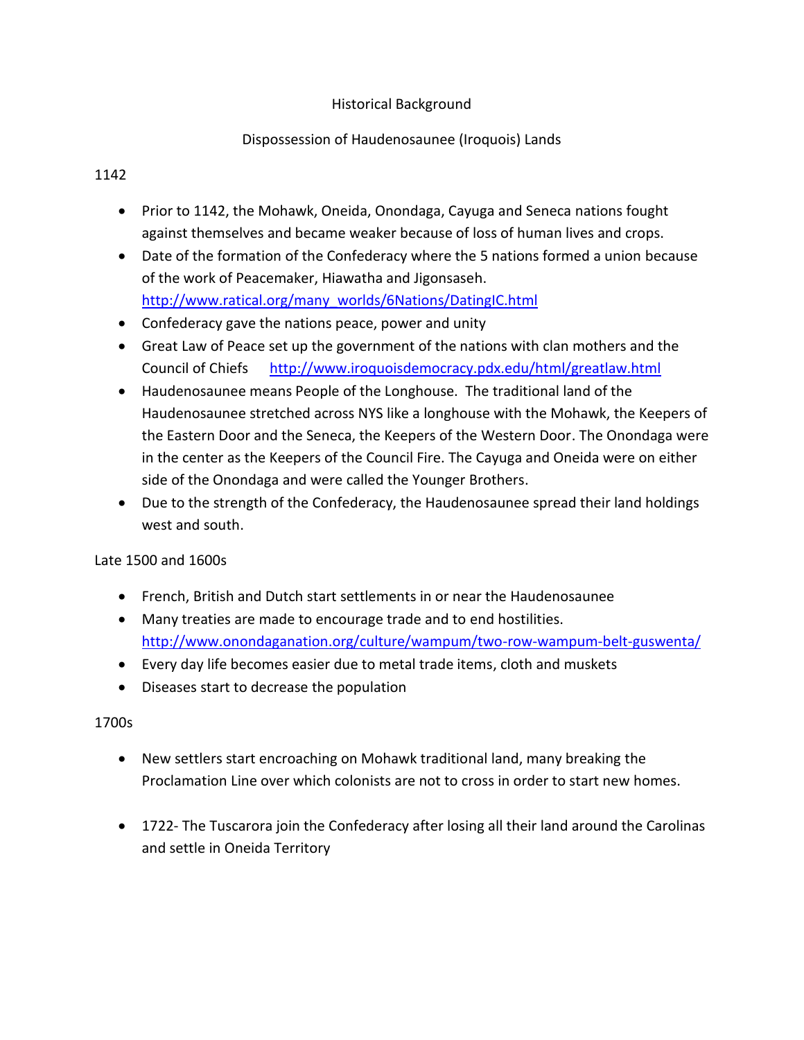# Historical Background

## Dispossession of Haudenosaunee (Iroquois) Lands

### 1142

- Prior to 1142, the Mohawk, Oneida, Onondaga, Cayuga and Seneca nations fought against themselves and became weaker because of loss of human lives and crops.
- Date of the formation of the Confederacy where the 5 nations formed a union because of the work of Peacemaker, Hiawatha and Jigonsaseh. http://www.ratical.org/many_worlds/6Nations/DatingIC.html
- Confederacy gave the nations peace, power and unity
- Great Law of Peace set up the government of the nations with clan mothers and the Council of Chiefs http://www.iroquoisdemocracy.pdx.edu/html/greatlaw.html
- Haudenosaunee means People of the Longhouse. The traditional land of the Haudenosaunee stretched across NYS like a longhouse with the Mohawk, the Keepers of the Eastern Door and the Seneca, the Keepers of the Western Door. The Onondaga were in the center as the Keepers of the Council Fire. The Cayuga and Oneida were on either side of the Onondaga and were called the Younger Brothers.
- Due to the strength of the Confederacy, the Haudenosaunee spread their land holdings west and south.

### Late 1500 and 1600s

- French, British and Dutch start settlements in or near the Haudenosaunee
- Many treaties are made to encourage trade and to end hostilities. http://www.onondaganation.org/culture/wampum/two-row-wampum-belt-guswenta/
- Every day life becomes easier due to metal trade items, cloth and muskets
- Diseases start to decrease the population

### 1700s

- New settlers start encroaching on Mohawk traditional land, many breaking the Proclamation Line over which colonists are not to cross in order to start new homes.
- 1722- The Tuscarora join the Confederacy after losing all their land around the Carolinas and settle in Oneida Territory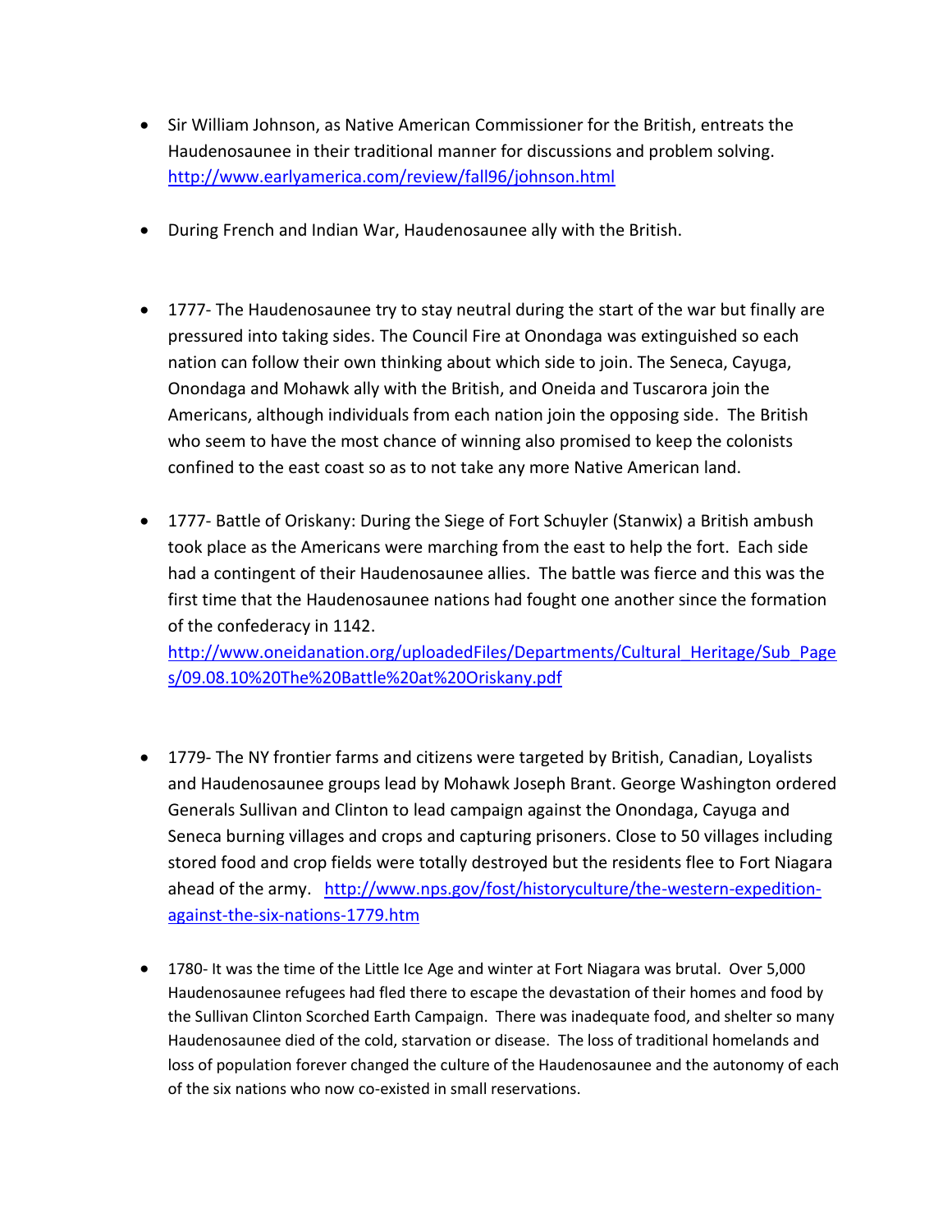- Sir William Johnson, as Native American Commissioner for the British, entreats the Haudenosaunee in their traditional manner for discussions and problem solving. http://www.earlyamerica.com/review/fall96/johnson.html

- During French and Indian War, Haudenosaunee ally with the British.

- 1777- The Haudenosaunee try to stay neutral during the start of the war but finally are pressured into taking sides. The Council Fire at Onondaga was extinguished so each nation can follow their own thinking about which side to join. The Seneca, Cayuga, Onondaga and Mohawk ally with the British, and Oneida and Tuscarora join the Americans, although individuals from each nation join the opposing side. The British who seem to have the most chance of winning also promised to keep the colonists confined to the east coast so as to not take any more Native American land.

- 1777- Battle of Oriskany: During the Siege of Fort Schuyler (Stanwix) a British ambush took place as the Americans were marching from the east to help the fort. Each side had a contingent of their Haudenosaunee allies. The battle was fierce and this was the first time that the Haudenosaunee nations had fought one another since the formation of the confederacy in 1142. http://www.oneidanation.org/uploadedFiles/Departments/Cultural_Heritage/Sub_Pages/09.08.10%20The%20Battle%20at%20Oriskany.pdf

- 1779- The NY frontier farms and citizens were targeted by British, Canadian, Loyalists and Haudenosaunee groups lead by Mohawk Joseph Brant. George Washington ordered Generals Sullivan and Clinton to lead campaign against the Onondaga, Cayuga and Seneca burning villages and crops and capturing prisoners. Close to 50 villages including stored food and crop fields were totally destroyed but the residents flee to Fort Niagara ahead of the army. http://www.nps.gov/fost/historyculture/the-western-expedition-against-the-six-nations-1779.htm

- 1780- It was the time of the Little Ice Age and winter at Fort Niagara was brutal. Over 5,000 Haudenosaunee refugees had fled there to escape the devastation of their homes and food by the Sullivan Clinton Scorched Earth Campaign. There was inadequate food, and shelter so many Haudenosaunee died of the cold, starvation or disease. The loss of traditional homelands and loss of population forever changed the culture of the Haudenosaunee and the autonomy of each of the six nations who now co-existed in small reservations.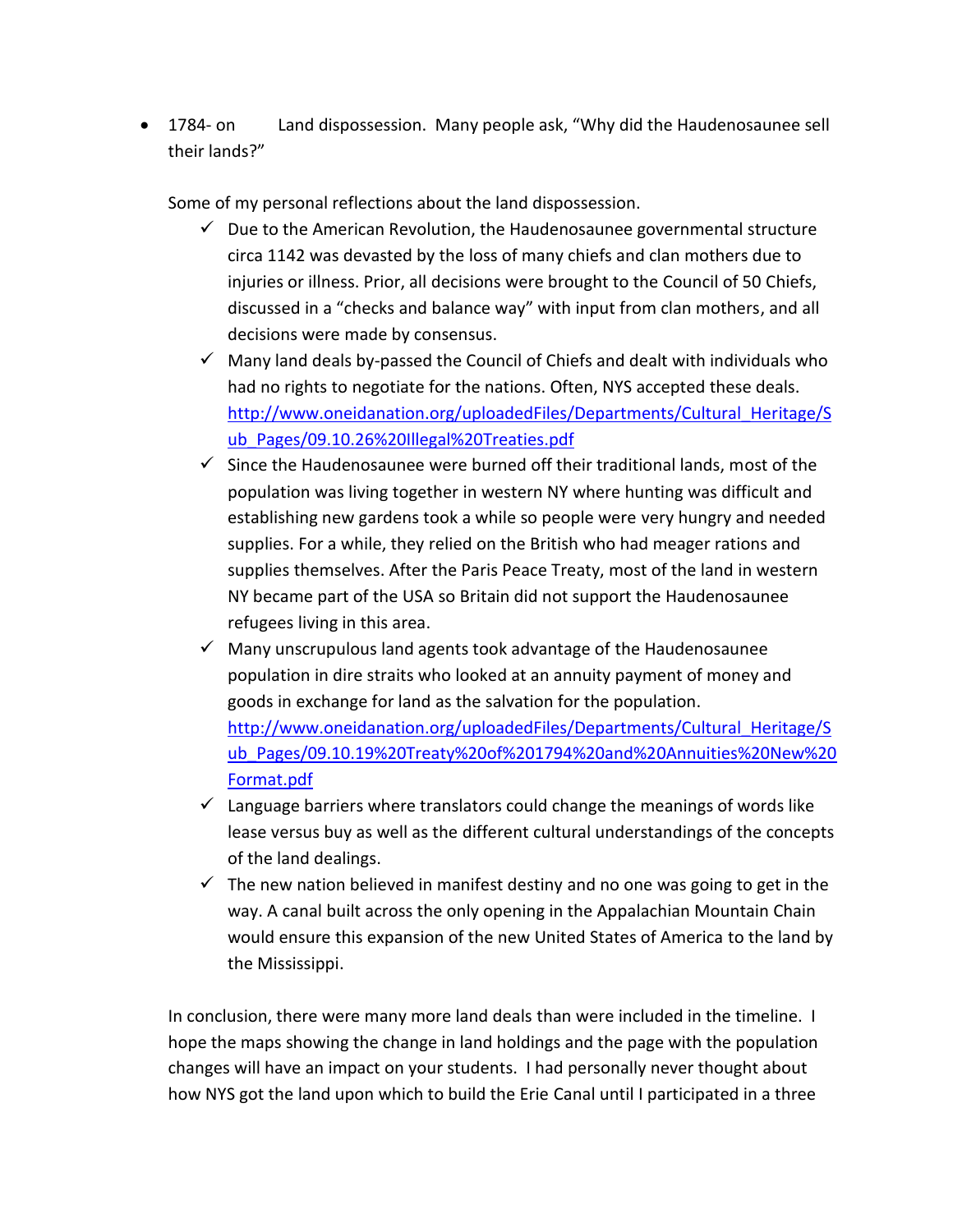- 1784- on Land dispossession. Many people ask, "Why did the Haudenosaunee sell their lands?"

  Some of my personal reflections about the land dispossession.

  - ✓ Due to the American Revolution, the Haudenosaunee governmental structure circa 1142 was devastated by the loss of many chiefs and clan mothers due to injuries or illness. Prior, all decisions were brought to the Council of 50 Chiefs, discussed in a "checks and balance way" with input from clan mothers, and all decisions were made by consensus.
  - ✓ Many land deals by-passed the Council of Chiefs and dealt with individuals who had no rights to negotiate for the nations. Often, NYS accepted these deals. [http://www.oneidanation.org/uploadedFiles/Departments/Cultural_Heritage/Sub_Pages/09.10.26%20Illegal%20Treaties.pdf](http://www.oneidanation.org/uploadedFiles/Departments/Cultural_Heritage/Sub_Pages/09.10.26%20Illegal%20Treaties.pdf)
  - ✓ Since the Haudenosaunee were burned off their traditional lands, most of the population was living together in western NY where hunting was difficult and establishing new gardens took a while so people were very hungry and needed supplies. For a while, they relied on the British who had meager rations and supplies themselves. After the Paris Peace Treaty, most of the land in western NY became part of the USA so Britain did not support the Haudenosaunee refugees living in this area.
  - ✓ Many unscrupulous land agents took advantage of the Haudenosaunee population in dire straits who looked at an annuity payment of money and goods in exchange for land as the salvation for the population. [http://www.oneidanation.org/uploadedFiles/Departments/Cultural_Heritage/Sub_Pages/09.10.19%20Treaty%20of%201794%20and%20Annuities%20New%20Format.pdf](http://www.oneidanation.org/uploadedFiles/Departments/Cultural_Heritage/Sub_Pages/09.10.19%20Treaty%20of%201794%20and%20Annuities%20New%20Format.pdf)
  - ✓ Language barriers where translators could change the meanings of words like lease versus buy as well as the different cultural understandings of the concepts of the land dealings.
  - ✓ The new nation believed in manifest destiny and no one was going to get in the way. A canal built across the only opening in the Appalachian Mountain Chain would ensure this expansion of the new United States of America to the land by the Mississippi.

  In conclusion, there were many more land deals than were included in the timeline. I hope the maps showing the change in land holdings and the page with the population changes will have an impact on your students. I had personally never thought about how NYS got the land upon which to build the Erie Canal until I participated in a three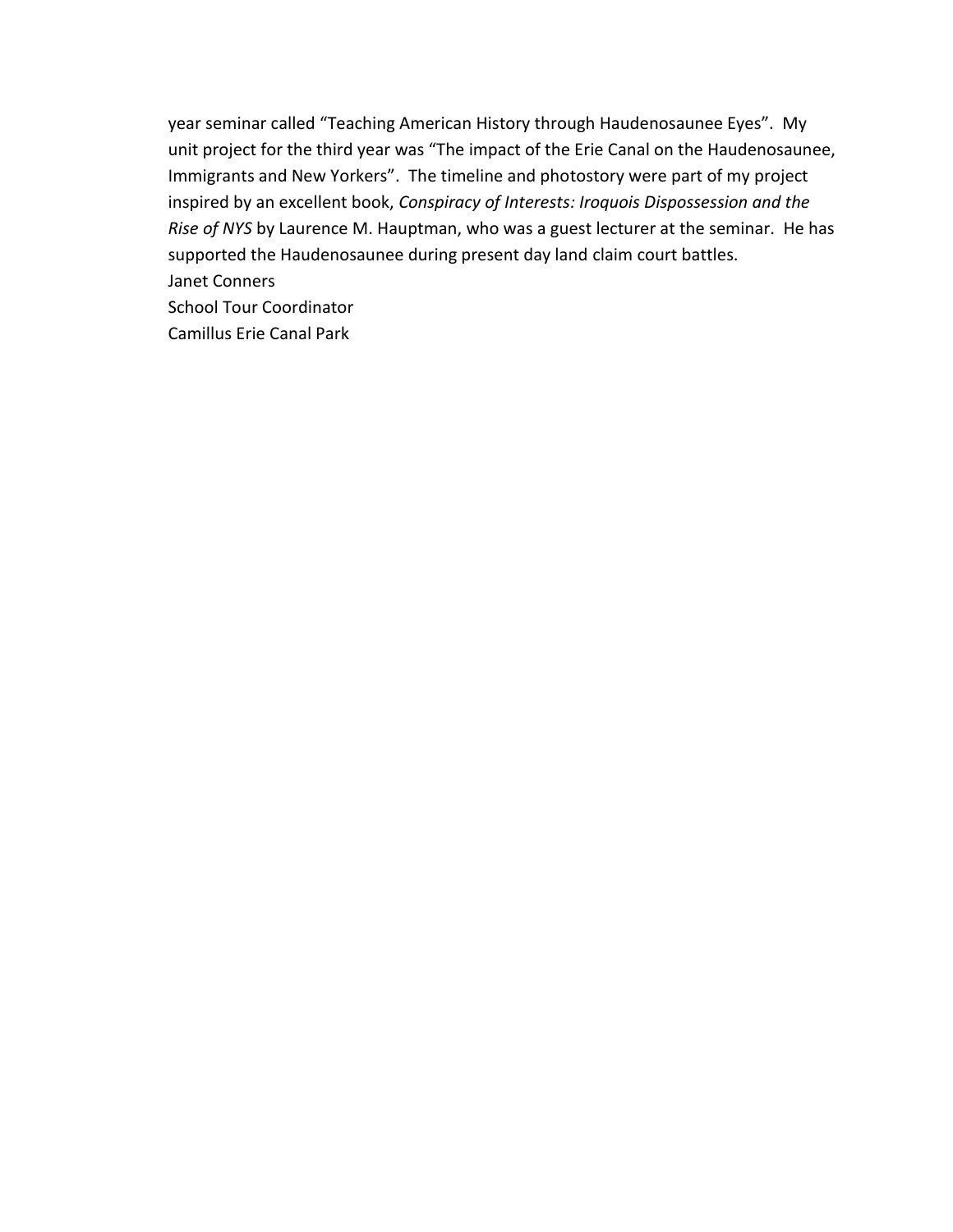year seminar called "Teaching American History through Haudenosaunee Eyes". My unit project for the third year was "The impact of the Erie Canal on the Haudenosaunee, Immigrants and New Yorkers". The timeline and photostory were part of my project inspired by an excellent book, *Conspiracy of Interests: Iroquois Dispossession and the Rise of NYS* by Laurence M. Hauptman, who was a guest lecturer at the seminar. He has supported the Haudenosaunee during present day land claim court battles.

Janet Conners
School Tour Coordinator
Camillus Erie Canal Park